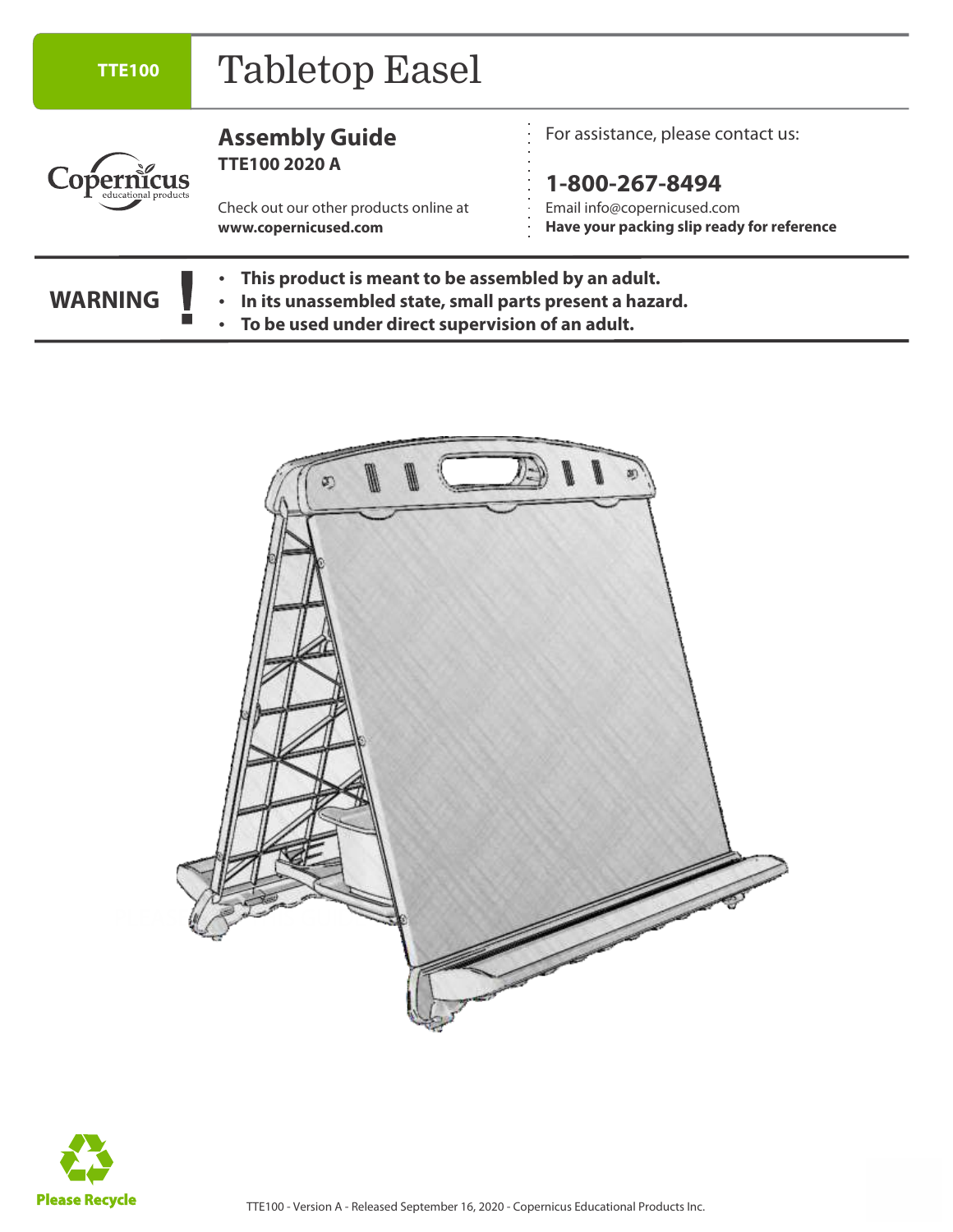**TTE100**

# Tabletop Easel

Copernicus educational products

## Assembly Guide

**TTE100 2020 A**

Check out our other products online at
**www.copernicused.com**

For assistance, please contact us:

**1-800-267-8494**

Email info@copernicused.com
**Have your packing slip ready for reference**

**WARNING !**

- **This product is meant to be assembled by an adult.**
- **In its unassembled state, small parts present a hazard.**
- **To be used under direct supervision of an adult.**

**Please Recycle**

TTE100 - Version A - Released September 16, 2020 - Copernicus Educational Products Inc.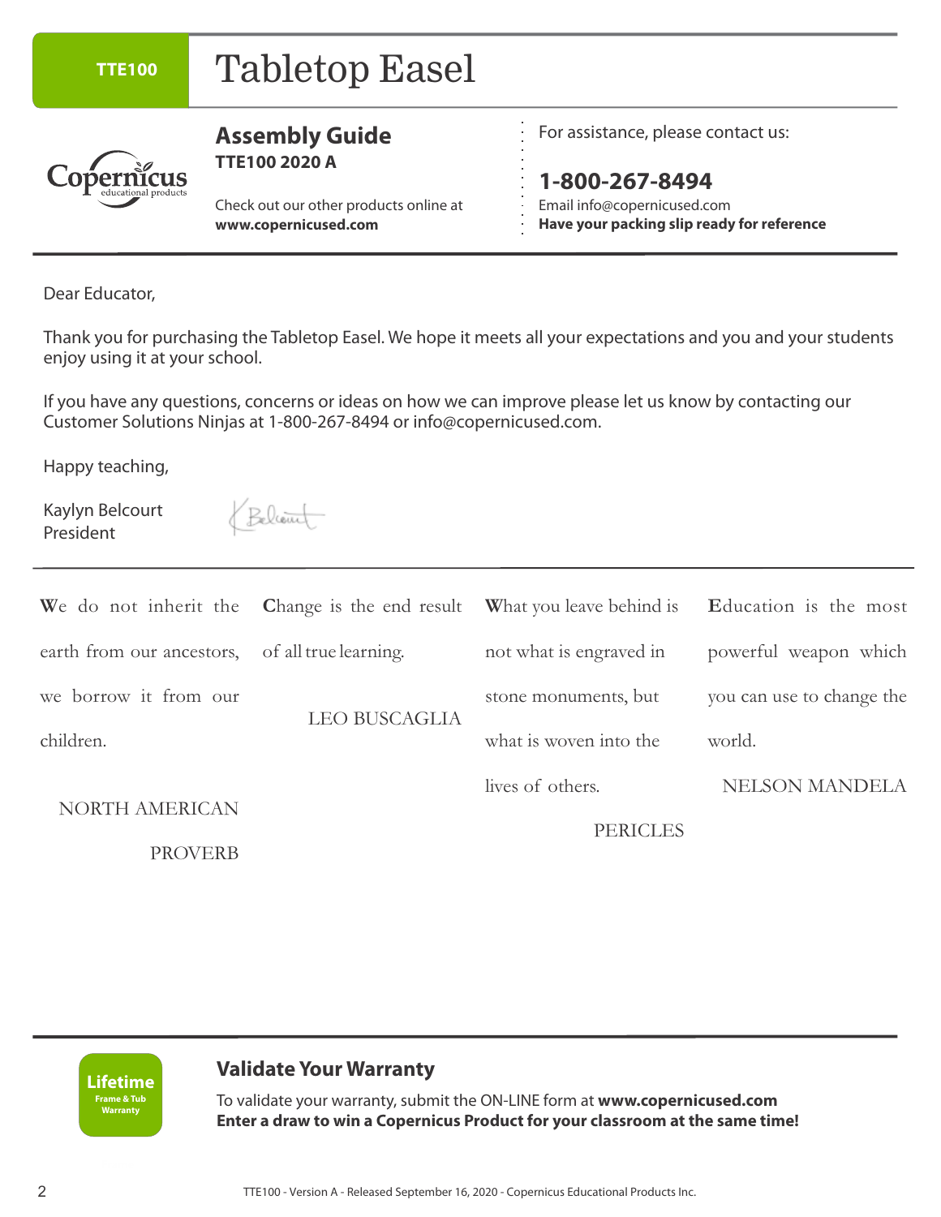TTE100

# Tabletop Easel

## Assembly Guide

**TTE100 2020 A**

Check out our other products online at
**www.copernicused.com**

For assistance, please contact us:

**1-800-267-8494**

Email info@copernicused.com
**Have your packing slip ready for reference**

Dear Educator,

Thank you for purchasing the Tabletop Easel. We hope it meets all your expectations and you and your students enjoy using it at your school.

If you have any questions, concerns or ideas on how we can improve please let us know by contacting our Customer Solutions Ninjas at 1-800-267-8494 or info@copernicused.com.

Happy teaching,

Kaylyn Belcourt
President

We do not inherit the earth from our ancestors, we borrow it from our children.

NORTH AMERICAN PROVERB

Change is the end result of all true learning.

LEO BUSCAGLIA

What you leave behind is not what is engraved in stone monuments, but what is woven into the lives of others.

PERICLES

Education is the most powerful weapon which you can use to change the world.

NELSON MANDELA

Lifetime
Frame & Tub Warranty

## Validate Your Warranty

To validate your warranty, submit the ON-LINE form at **www.copernicused.com**
**Enter a draw to win a Copernicus Product for your classroom at the same time!**

TTE100 - Version A - Released September 16, 2020 - Copernicus Educational Products Inc.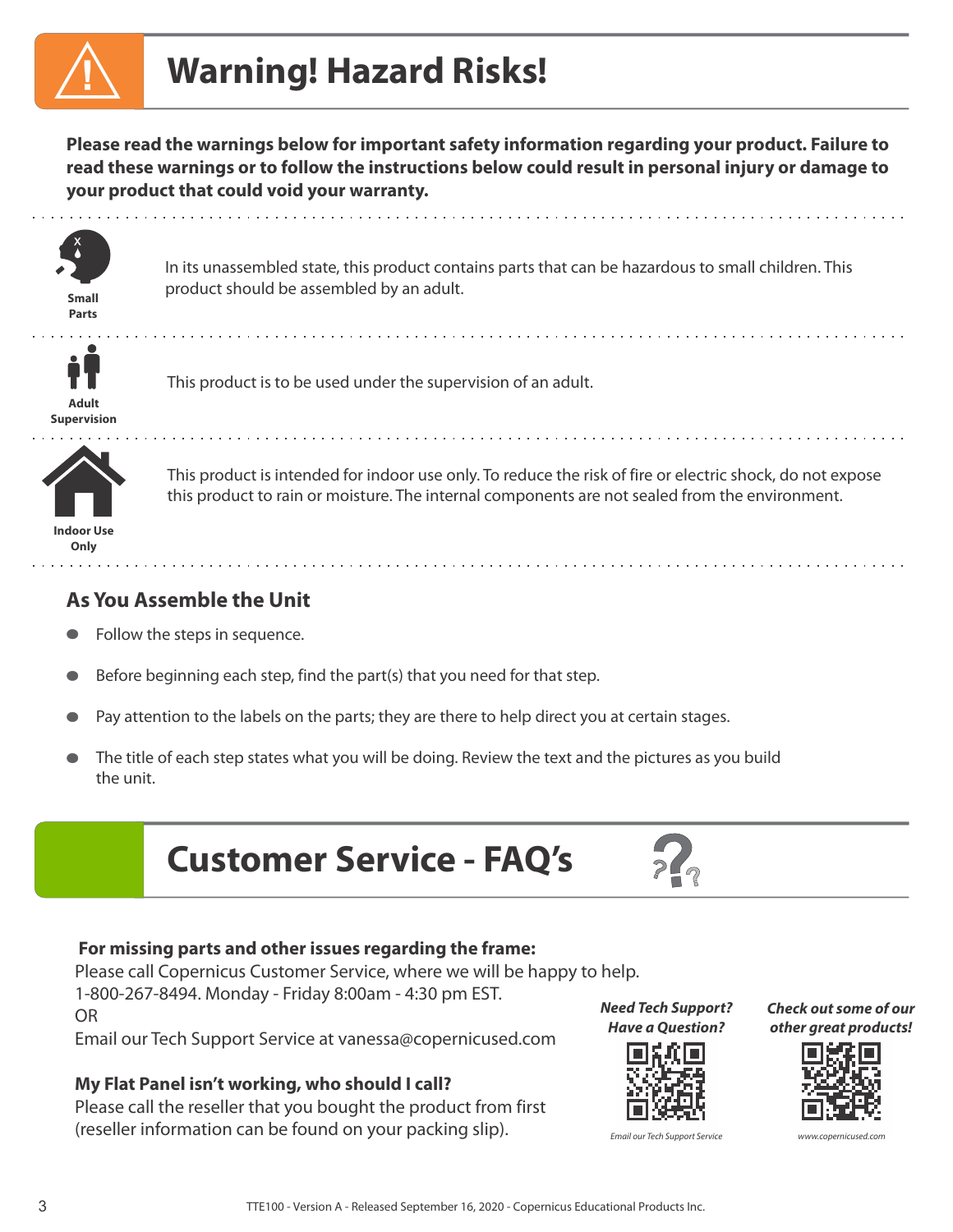# Warning! Hazard Risks!

**Please read the warnings below for important safety information regarding your product. Failure to read these warnings or to follow the instructions below could result in personal injury or damage to your product that could void your warranty.**

**Small Parts**

In its unassembled state, this product contains parts that can be hazardous to small children. This product should be assembled by an adult.

**Adult Supervision**

This product is to be used under the supervision of an adult.

**Indoor Use Only**

This product is intended for indoor use only. To reduce the risk of fire or electric shock, do not expose this product to rain or moisture. The internal components are not sealed from the environment.

## As You Assemble the Unit

- Follow the steps in sequence.
- Before beginning each step, find the part(s) that you need for that step.
- Pay attention to the labels on the parts; they are there to help direct you at certain stages.
- The title of each step states what you will be doing. Review the text and the pictures as you build the unit.

# Customer Service - FAQ's

**For missing parts and other issues regarding the frame:**
Please call Copernicus Customer Service, where we will be happy to help.
1-800-267-8494. Monday - Friday 8:00am - 4:30 pm EST.
OR
Email our Tech Support Service at vanessa@copernicused.com

**My Flat Panel isn't working, who should I call?**
Please call the reseller that you bought the product from first (reseller information can be found on your packing slip).

***Need Tech Support? Have a Question?***

*Email our Tech Support Service*

***Check out some of our other great products!***

*www.copernicused.com*

TTE100 - Version A - Released September 16, 2020 - Copernicus Educational Products Inc.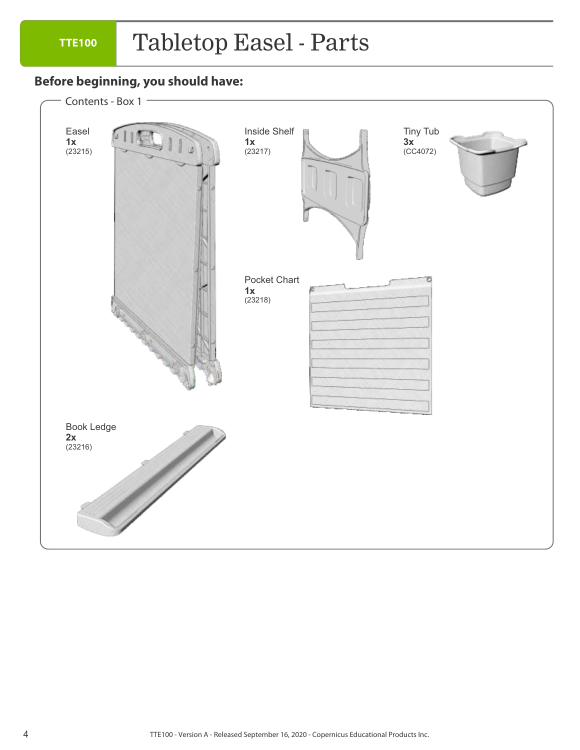# TTE100 Tabletop Easel - Parts

## Before beginning, you should have:

Contents - Box 1

Easel
**1x**
(23215)

Inside Shelf
**1x**
(23217)

Tiny Tub
**3x**
(CC4072)

Pocket Chart
**1x**
(23218)

Book Ledge
**2x**
(23216)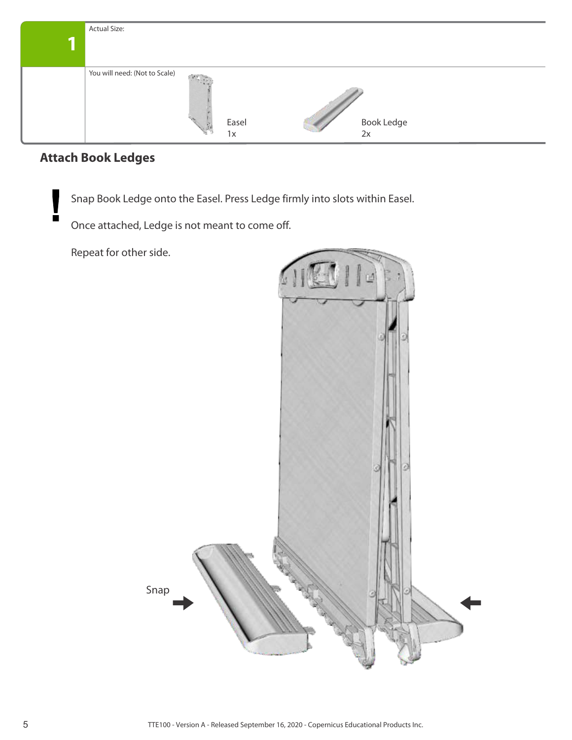| 1 | Actual Size: | | |
| --- | --- | --- | --- |
| | You will need: (Not to Scale) | Easel 1x | Book Ledge 2x |

## Attach Book Ledges

**!** Snap Book Ledge onto the Easel. Press Ledge firmly into slots within Easel.

Once attached, Ledge is not meant to come off.

Repeat for other side.

Snap

TTE100 - Version A - Released September 16, 2020 - Copernicus Educational Products Inc.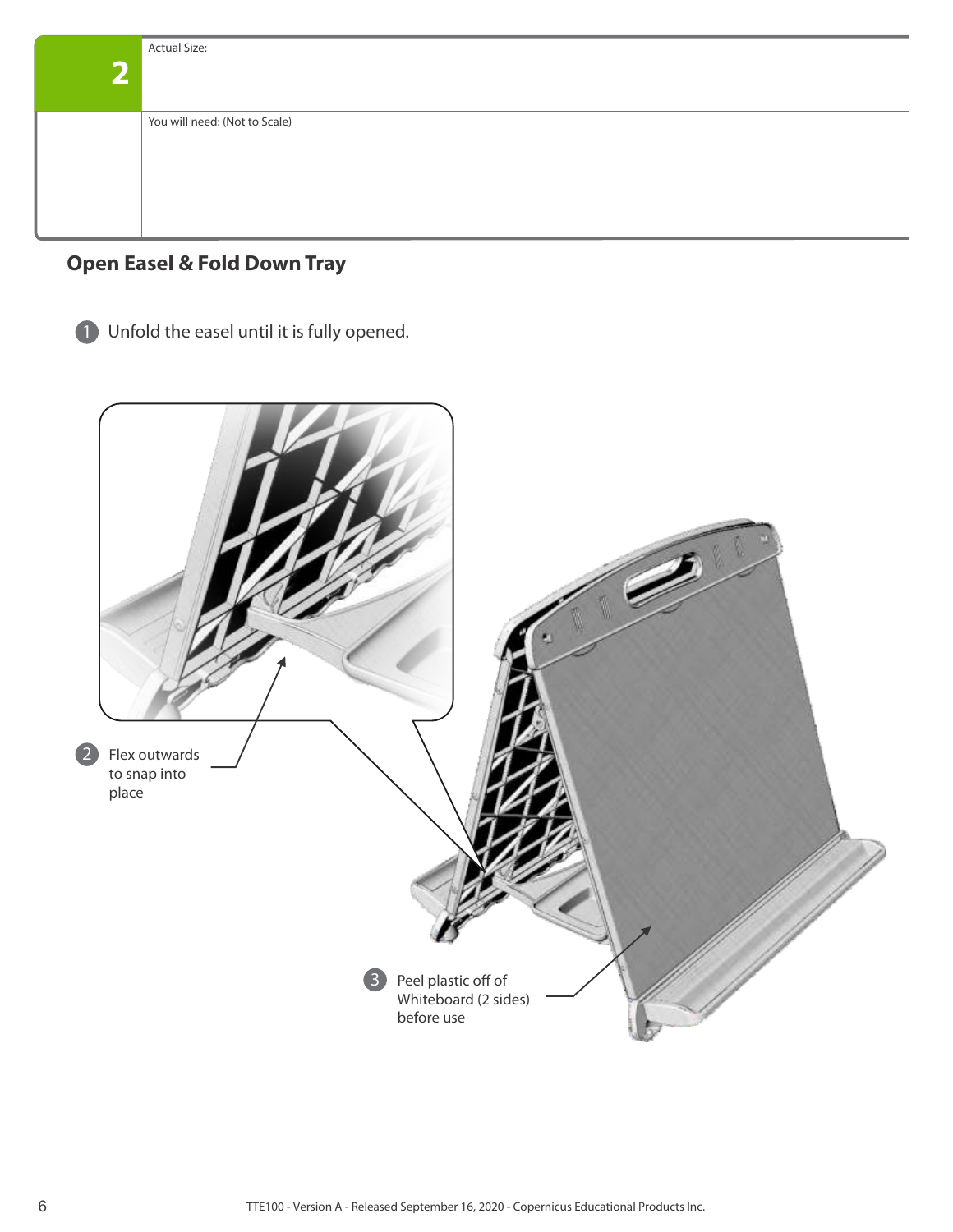| 2 | Actual Size: |
| --- | --- |
| | You will need: (Not to Scale) |

## Open Easel & Fold Down Tray

1. Unfold the easel until it is fully opened.

2. Flex outwards to snap into place

3. Peel plastic off of Whiteboard (2 sides) before use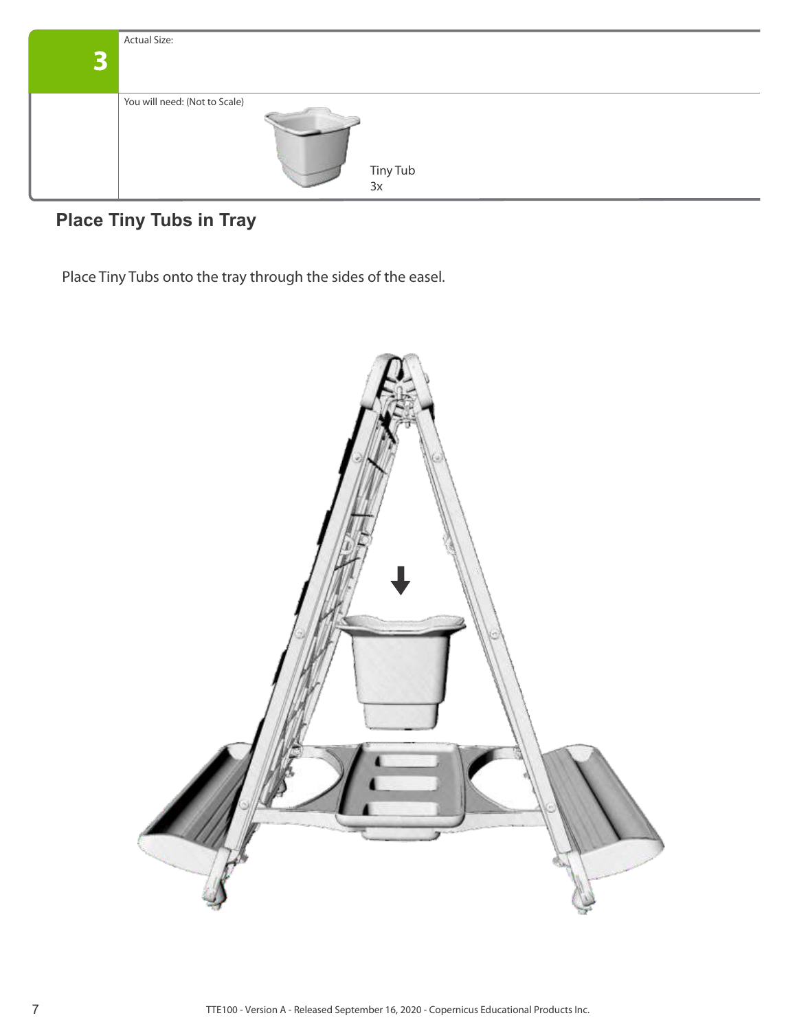| 3 | Actual Size: |
| --- | --- |
| | You will need: (Not to Scale) Tiny Tub 3x |

## Place Tiny Tubs in Tray

Place Tiny Tubs onto the tray through the sides of the easel.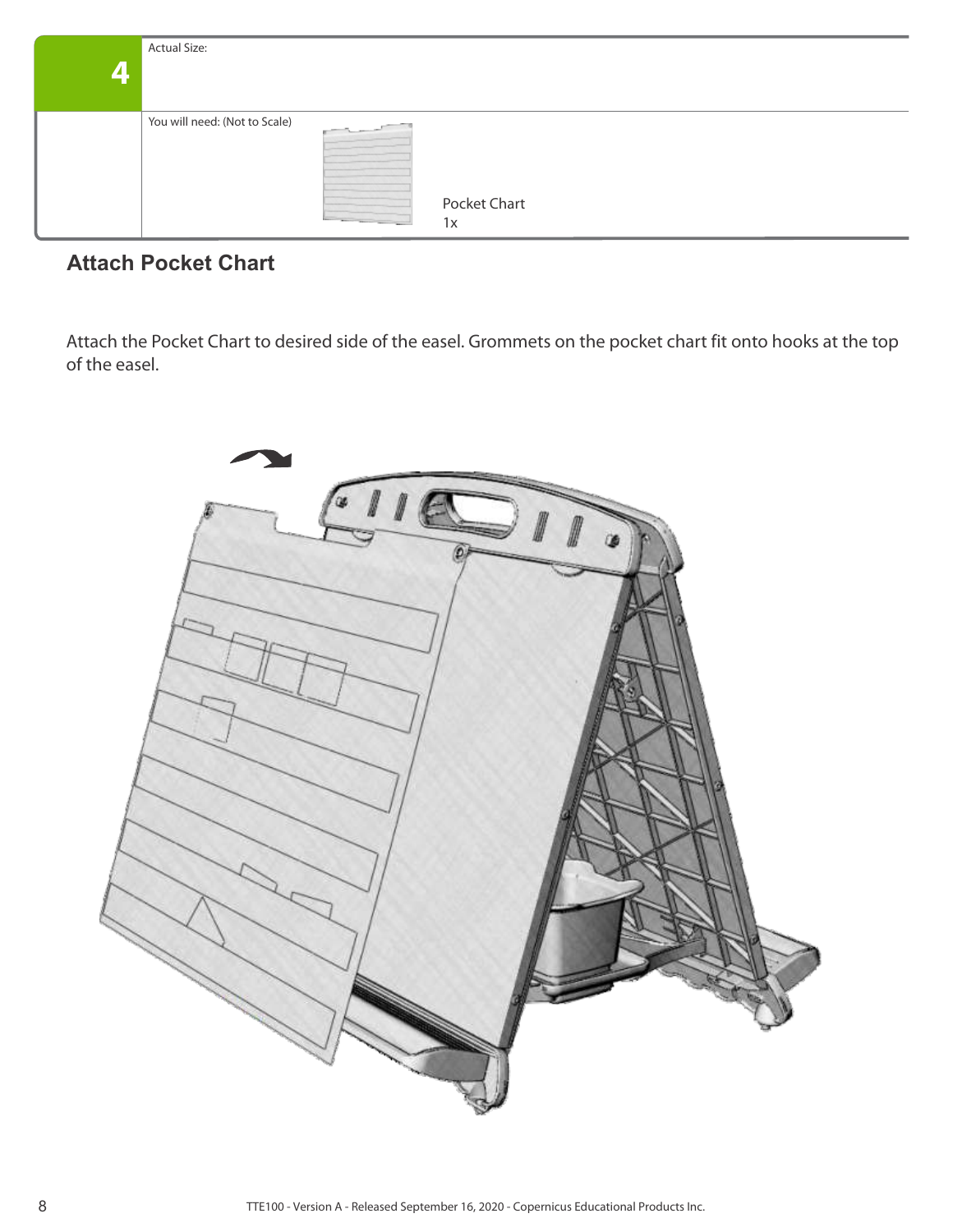| 4 | Actual Size: |
| --- | --- |
| | You will need: (Not to Scale) Pocket Chart 1x |

## Attach Pocket Chart

Attach the Pocket Chart to desired side of the easel. Grommets on the pocket chart fit onto hooks at the top of the easel.

TTE100 - Version A - Released September 16, 2020 - Copernicus Educational Products Inc.